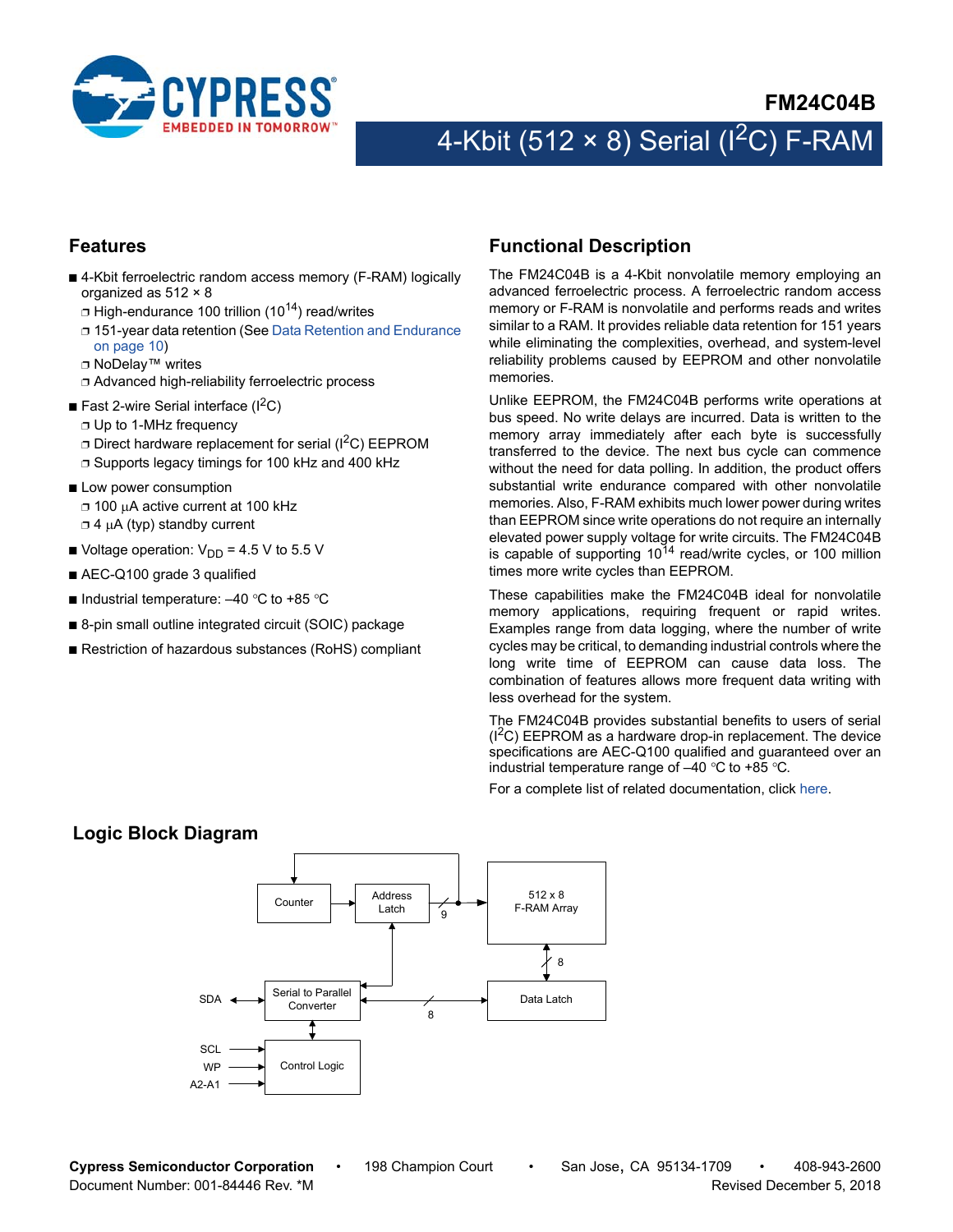# FM24C04B

## 4-Kbit (512 × 8) Serial (I$^2$C) F-RAM

## Features

- 4-Kbit ferroelectric random access memory (F-RAM) logically organized as 512 × 8
  - High-endurance 100 trillion ($10^{14}$) read/writes
  - 151-year data retention (See Data Retention and Endurance on page 10)
  - NoDelay™ writes
  - Advanced high-reliability ferroelectric process
- Fast 2-wire Serial interface (I$^2$C)
  - Up to 1-MHz frequency
  - Direct hardware replacement for serial (I$^2$C) EEPROM
  - Supports legacy timings for 100 kHz and 400 kHz
- Low power consumption
  - 100 µA active current at 100 kHz
  - 4 µA (typ) standby current
- Voltage operation: $V_{DD}$ = 4.5 V to 5.5 V
- AEC-Q100 grade 3 qualified
- Industrial temperature: –40 °C to +85 °C
- 8-pin small outline integrated circuit (SOIC) package
- Restriction of hazardous substances (RoHS) compliant

## Functional Description

The FM24C04B is a 4-Kbit nonvolatile memory employing an advanced ferroelectric process. A ferroelectric random access memory or F-RAM is nonvolatile and performs reads and writes similar to a RAM. It provides reliable data retention for 151 years while eliminating the complexities, overhead, and system-level reliability problems caused by EEPROM and other nonvolatile memories.

Unlike EEPROM, the FM24C04B performs write operations at bus speed. No write delays are incurred. Data is written to the memory array immediately after each byte is successfully transferred to the device. The next bus cycle can commence without the need for data polling. In addition, the product offers substantial write endurance compared with other nonvolatile memories. Also, F-RAM exhibits much lower power during writes than EEPROM since write operations do not require an internally elevated power supply voltage for write circuits. The FM24C04B is capable of supporting $10^{14}$ read/write cycles, or 100 million times more write cycles than EEPROM.

These capabilities make the FM24C04B ideal for nonvolatile memory applications, requiring frequent or rapid writes. Examples range from data logging, where the number of write cycles may be critical, to demanding industrial controls where the long write time of EEPROM can cause data loss. The combination of features allows more frequent data writing with less overhead for the system.

The FM24C04B provides substantial benefits to users of serial (I$^2$C) EEPROM as a hardware drop-in replacement. The device specifications are AEC-Q100 qualified and guaranteed over an industrial temperature range of –40 °C to +85 °C.

For a complete list of related documentation, click here.

## Logic Block Diagram

Counter, Address Latch, 9, 512 x 8 F-RAM Array, 8, Data Latch, SDA, Serial to Parallel Converter, 8, SCL, WP, A2-A1, Control Logic

Cypress Semiconductor Corporation • 198 Champion Court • San Jose, CA 95134-1709 • 408-943-2600
Document Number: 001-84446 Rev. *M Revised December 5, 2018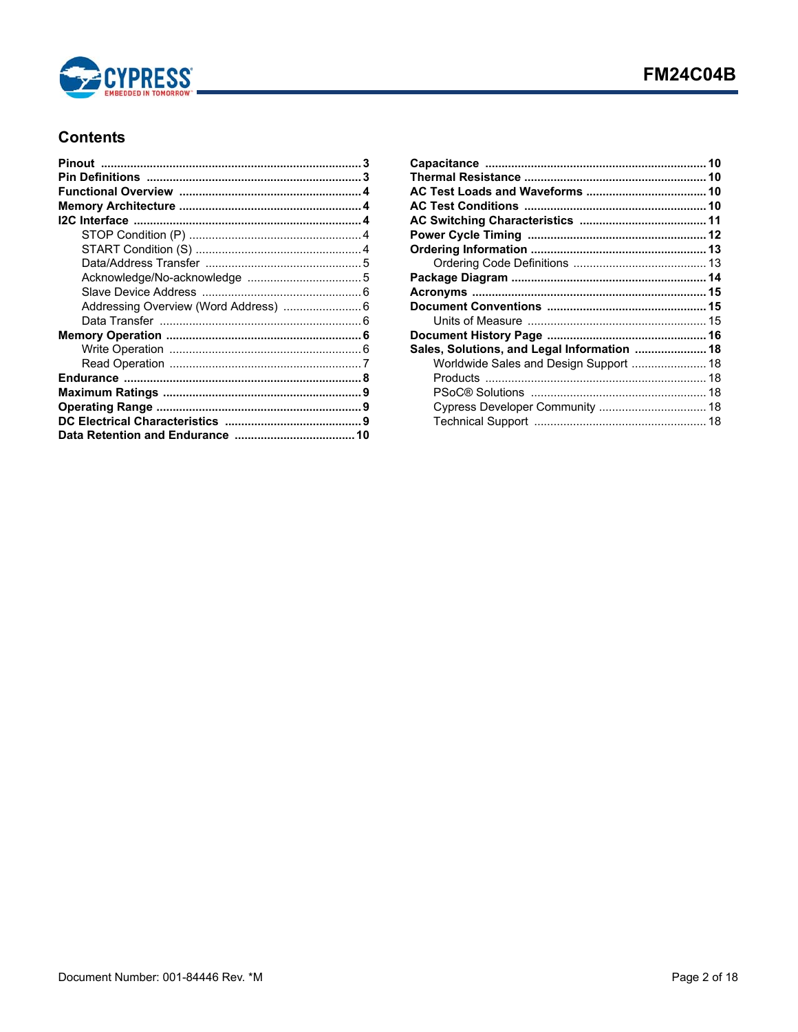## Contents

- **Pinout** ...... 3
- **Pin Definitions** ...... 3
- **Functional Overview** ...... 4
- **Memory Architecture** ...... 4
- **I2C Interface** ...... 4
  - STOP Condition (P) ...... 4
  - START Condition (S) ...... 4
  - Data/Address Transfer ...... 5
  - Acknowledge/No-acknowledge ...... 5
  - Slave Device Address ...... 6
  - Addressing Overview (Word Address) ...... 6
  - Data Transfer ...... 6
- **Memory Operation** ...... 6
  - Write Operation ...... 6
  - Read Operation ...... 7
- **Endurance** ...... 8
- **Maximum Ratings** ...... 9
- **Operating Range** ...... 9
- **DC Electrical Characteristics** ...... 9
- **Data Retention and Endurance** ...... 10
- **Capacitance** ...... 10
- **Thermal Resistance** ...... 10
- **AC Test Loads and Waveforms** ...... 10
- **AC Test Conditions** ...... 10
- **AC Switching Characteristics** ...... 11
- **Power Cycle Timing** ...... 12
- **Ordering Information** ...... 13
  - Ordering Code Definitions ...... 13
- **Package Diagram** ...... 14
- **Acronyms** ...... 15
- **Document Conventions** ...... 15
  - Units of Measure ...... 15
- **Document History Page** ...... 16
- **Sales, Solutions, and Legal Information** ...... 18
  - Worldwide Sales and Design Support ...... 18
  - Products ...... 18
  - PSoC® Solutions ...... 18
  - Cypress Developer Community ...... 18
  - Technical Support ...... 18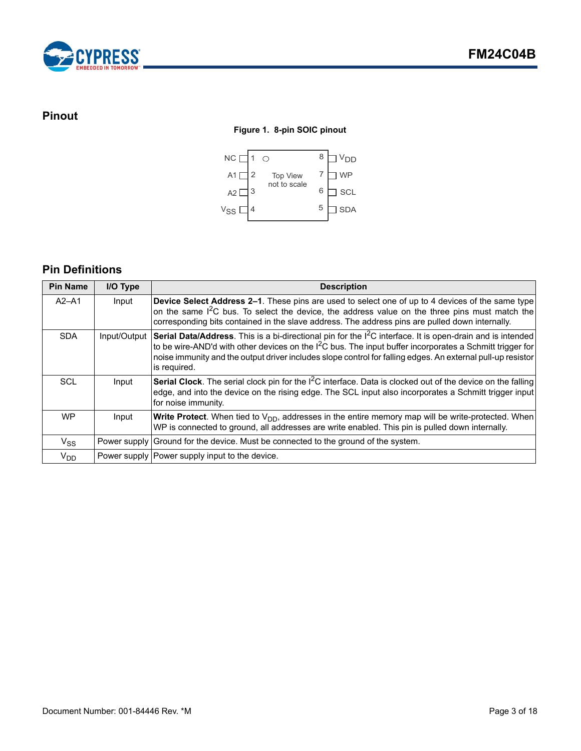## Pinout

**Figure 1. 8-pin SOIC pinout**

| Pin | Name | Pin | Name |
|---|---|---|---|
| 1 | NC | 8 | $V_{DD}$ |
| 2 | A1 | 7 | WP |
| 3 | A2 | 6 | SCL |
| 4 | $V_{SS}$ | 5 | SDA |

Top View not to scale

## Pin Definitions

| Pin Name | I/O Type | Description |
|---|---|---|
| A2–A1 | Input | **Device Select Address 2–1**. These pins are used to select one of up to 4 devices of the same type on the same $I^2C$ bus. To select the device, the address value on the three pins must match the corresponding bits contained in the slave address. The address pins are pulled down internally. |
| SDA | Input/Output | **Serial Data/Address**. This is a bi-directional pin for the $I^2C$ interface. It is open-drain and is intended to be wire-AND'd with other devices on the $I^2C$ bus. The input buffer incorporates a Schmitt trigger for noise immunity and the output driver includes slope control for falling edges. An external pull-up resistor is required. |
| SCL | Input | **Serial Clock**. The serial clock pin for the $I^2C$ interface. Data is clocked out of the device on the falling edge, and into the device on the rising edge. The SCL input also incorporates a Schmitt trigger input for noise immunity. |
| WP | Input | **Write Protect**. When tied to $V_{DD}$, addresses in the entire memory map will be write-protected. When WP is connected to ground, all addresses are write enabled. This pin is pulled down internally. |
| $V_{SS}$ | Power supply | Ground for the device. Must be connected to the ground of the system. |
| $V_{DD}$ | Power supply | Power supply input to the device. |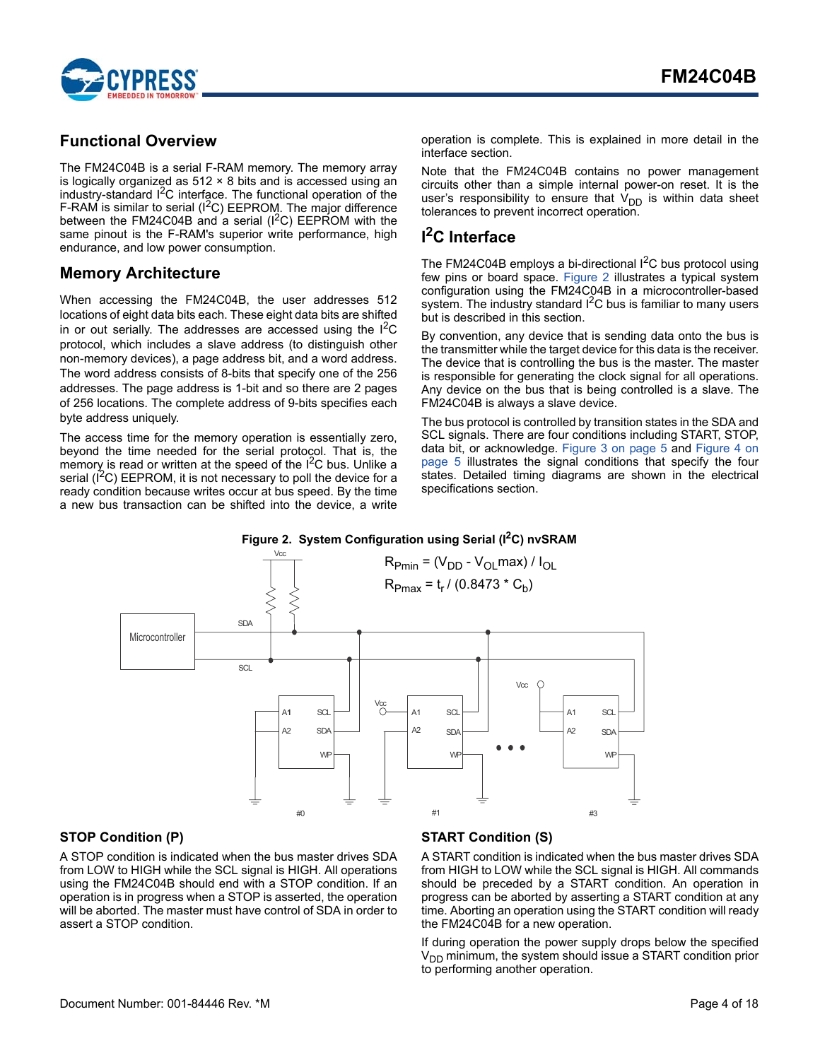## Functional Overview

The FM24C04B is a serial F-RAM memory. The memory array is logically organized as 512 × 8 bits and is accessed using an industry-standard $I^2C$ interface. The functional operation of the F-RAM is similar to serial ($I^2C$) EEPROM. The major difference between the FM24C04B and a serial ($I^2C$) EEPROM with the same pinout is the F-RAM's superior write performance, high endurance, and low power consumption.

## Memory Architecture

When accessing the FM24C04B, the user addresses 512 locations of eight data bits each. These eight data bits are shifted in or out serially. The addresses are accessed using the $I^2C$ protocol, which includes a slave address (to distinguish other non-memory devices), a page address bit, and a word address. The word address consists of 8-bits that specify one of the 256 addresses. The page address is 1-bit and so there are 2 pages of 256 locations. The complete address of 9-bits specifies each byte address uniquely.

The access time for the memory operation is essentially zero, beyond the time needed for the serial protocol. That is, the memory is read or written at the speed of the $I^2C$ bus. Unlike a serial ($I^2C$) EEPROM, it is not necessary to poll the device for a ready condition because writes occur at bus speed. By the time a new bus transaction can be shifted into the device, a write operation is complete. This is explained in more detail in the interface section.

Note that the FM24C04B contains no power management circuits other than a simple internal power-on reset. It is the user's responsibility to ensure that $V_{DD}$ is within data sheet tolerances to prevent incorrect operation.

## $I^2C$ Interface

The FM24C04B employs a bi-directional $I^2C$ bus protocol using few pins or board space. Figure 2 illustrates a typical system configuration using the FM24C04B in a microcontroller-based system. The industry standard $I^2C$ bus is familiar to many users but is described in this section.

By convention, any device that is sending data onto the bus is the transmitter while the target device for this data is the receiver. The device that is controlling the bus is the master. The master is responsible for generating the clock signal for all operations. Any device on the bus that is being controlled is a slave. The FM24C04B is always a slave device.

The bus protocol is controlled by transition states in the SDA and SCL signals. There are four conditions including START, STOP, data bit, or acknowledge. Figure 3 on page 5 and Figure 4 on page 5 illustrates the signal conditions that specify the four states. Detailed timing diagrams are shown in the electrical specifications section.

**Figure 2. System Configuration using Serial ($I^2C$) nvSRAM**

$R_{Pmin} = (V_{DD} - V_{OL}max) / I_{OL}$

$R_{Pmax} = t_r / (0.8473 * C_b)$

### STOP Condition (P)

A STOP condition is indicated when the bus master drives SDA from LOW to HIGH while the SCL signal is HIGH. All operations using the FM24C04B should end with a STOP condition. If an operation is in progress when a STOP is asserted, the operation will be aborted. The master must have control of SDA in order to assert a STOP condition.

### START Condition (S)

A START condition is indicated when the bus master drives SDA from HIGH to LOW while the SCL signal is HIGH. All commands should be preceded by a START condition. An operation in progress can be aborted by asserting a START condition at any time. Aborting an operation using the START condition will ready the FM24C04B for a new operation.

If during operation the power supply drops below the specified $V_{DD}$ minimum, the system should issue a START condition prior to performing another operation.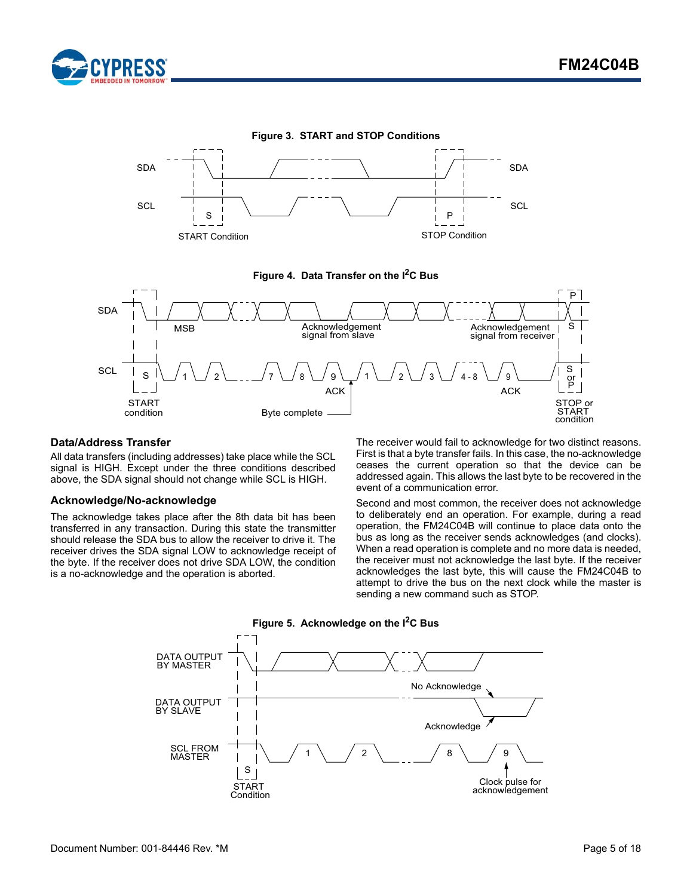**Figure 3. START and STOP Conditions**

**Figure 4. Data Transfer on the I²C Bus**

### Data/Address Transfer

All data transfers (including addresses) take place while the SCL signal is HIGH. Except under the three conditions described above, the SDA signal should not change while SCL is HIGH.

### Acknowledge/No-acknowledge

The acknowledge takes place after the 8th data bit has been transferred in any transaction. During this state the transmitter should release the SDA bus to allow the receiver to drive it. The receiver drives the SDA signal LOW to acknowledge receipt of the byte. If the receiver does not drive SDA LOW, the condition is a no-acknowledge and the operation is aborted.

The receiver would fail to acknowledge for two distinct reasons. First is that a byte transfer fails. In this case, the no-acknowledge ceases the current operation so that the device can be addressed again. This allows the last byte to be recovered in the event of a communication error.

Second and most common, the receiver does not acknowledge to deliberately end an operation. For example, during a read operation, the FM24C04B will continue to place data onto the bus as long as the receiver sends acknowledges (and clocks). When a read operation is complete and no more data is needed, the receiver must not acknowledge the last byte. If the receiver acknowledges the last byte, this will cause the FM24C04B to attempt to drive the bus on the next clock while the master is sending a new command such as STOP.

**Figure 5. Acknowledge on the I²C Bus**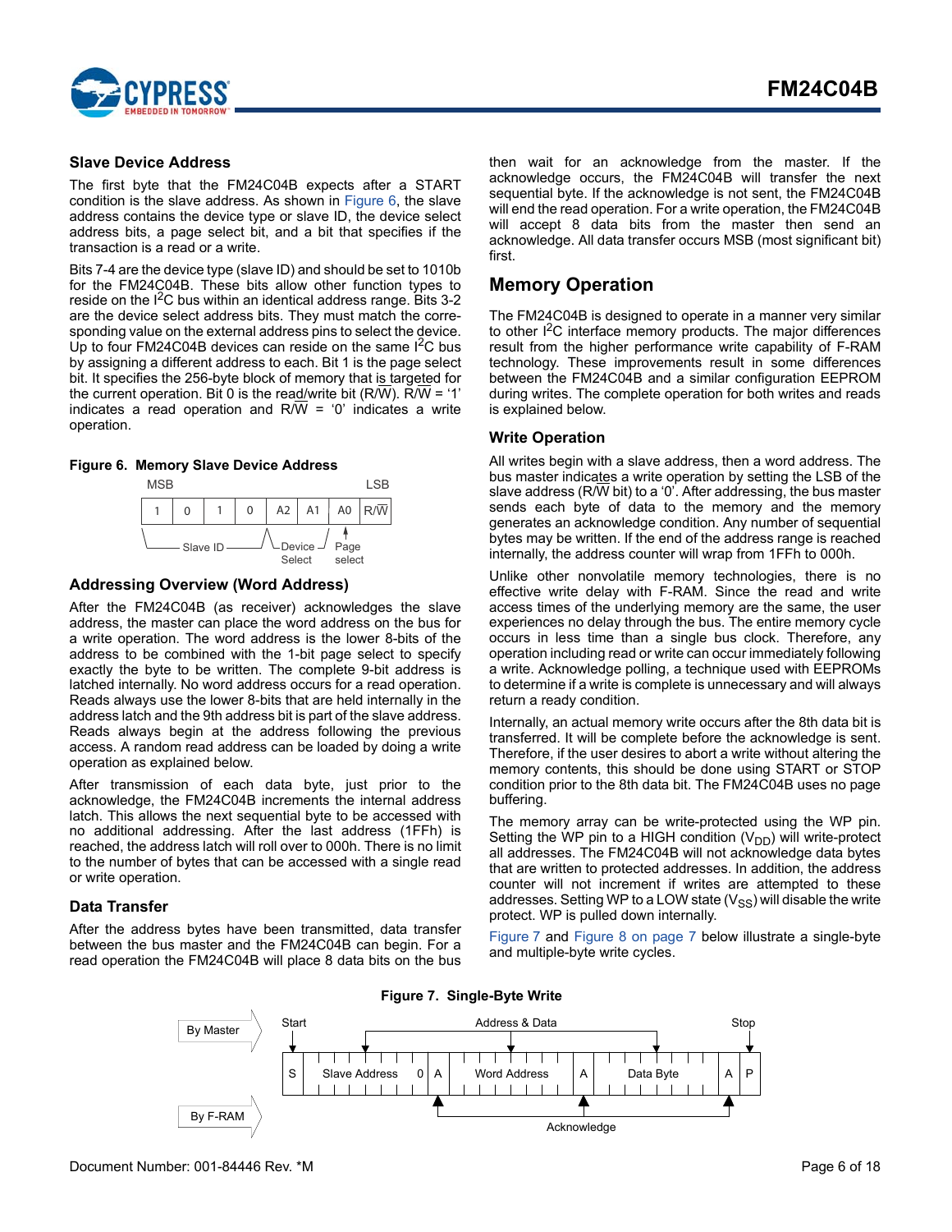## Slave Device Address

The first byte that the FM24C04B expects after a START condition is the slave address. As shown in Figure 6, the slave address contains the device type or slave ID, the device select address bits, a page select bit, and a bit that specifies if the transaction is a read or a write.

Bits 7-4 are the device type (slave ID) and should be set to 1010b for the FM24C04B. These bits allow other function types to reside on the I$^2$C bus within an identical address range. Bits 3-2 are the device select address bits. They must match the corresponding value on the external address pins to select the device. Up to four FM24C04B devices can reside on the same I$^2$C bus by assigning a different address to each. Bit 1 is the page select bit. It specifies the 256-byte block of memory that is targeted for the current operation. Bit 0 is the read/write bit (R/$\overline{W}$). R/$\overline{W}$ = '1' indicates a read operation and R/$\overline{W}$ = '0' indicates a write operation.

**Figure 6. Memory Slave Device Address**

| MSB | | | | | | | LSB |
|---|---|---|---|---|---|---|---|
| 1 | 0 | 1 | 0 | A2 | A1 | A0 | R/$\overline{W}$ |
| Slave ID | | | | Device Select | | Page select | |

## Addressing Overview (Word Address)

After the FM24C04B (as receiver) acknowledges the slave address, the master can place the word address on the bus for a write operation. The word address is the lower 8-bits of the address to be combined with the 1-bit page select to specify exactly the byte to be written. The complete 9-bit address is latched internally. No word address occurs for a read operation. Reads always use the lower 8-bits that are held internally in the address latch and the 9th address bit is part of the slave address. Reads always begin at the address following the previous access. A random read address can be loaded by doing a write operation as explained below.

After transmission of each data byte, just prior to the acknowledge, the FM24C04B increments the internal address latch. This allows the next sequential byte to be accessed with no additional addressing. After the last address (1FFh) is reached, the address latch will roll over to 000h. There is no limit to the number of bytes that can be accessed with a single read or write operation.

## Data Transfer

After the address bytes have been transmitted, data transfer between the bus master and the FM24C04B can begin. For a read operation the FM24C04B will place 8 data bits on the bus then wait for an acknowledge from the master. If the acknowledge occurs, the FM24C04B will transfer the next sequential byte. If the acknowledge is not sent, the FM24C04B will end the read operation. For a write operation, the FM24C04B will accept 8 data bits from the master then send an acknowledge. All data transfer occurs MSB (most significant bit) first.

# Memory Operation

The FM24C04B is designed to operate in a manner very similar to other I$^2$C interface memory products. The major differences result from the higher performance write capability of F-RAM technology. These improvements result in some differences between the FM24C04B and a similar configuration EEPROM during writes. The complete operation for both writes and reads is explained below.

## Write Operation

All writes begin with a slave address, then a word address. The bus master indicates a write operation by setting the LSB of the slave address (R/$\overline{W}$ bit) to a '0'. After addressing, the bus master sends each byte of data to the memory and the memory generates an acknowledge condition. Any number of sequential bytes may be written. If the end of the address range is reached internally, the address counter will wrap from 1FFh to 000h.

Unlike other nonvolatile memory technologies, there is no effective write delay with F-RAM. Since the read and write access times of the underlying memory are the same, the user experiences no delay through the bus. The entire memory cycle occurs in less time than a single bus clock. Therefore, any operation including read or write can occur immediately following a write. Acknowledge polling, a technique used with EEPROMs to determine if a write is complete is unnecessary and will always return a ready condition.

Internally, an actual memory write occurs after the 8th data bit is transferred. It will be complete before the acknowledge is sent. Therefore, if the user desires to abort a write without altering the memory contents, this should be done using START or STOP condition prior to the 8th data bit. The FM24C04B uses no page buffering.

The memory array can be write-protected using the WP pin. Setting the WP pin to a HIGH condition ($V_{DD}$) will write-protect all addresses. The FM24C04B will not acknowledge data bytes that are written to protected addresses. In addition, the address counter will not increment if writes are attempted to these addresses. Setting WP to a LOW state ($V_{SS}$) will disable the write protect. WP is pulled down internally.

Figure 7 and Figure 8 on page 7 below illustrate a single-byte and multiple-byte write cycles.

**Figure 7. Single-Byte Write**

| S | Slave Address | 0 | A | Word Address | A | Data Byte | A | P |
|---|---|---|---|---|---|---|---|---|

By Master: Start, Address & Data, Stop
By F-RAM: Acknowledge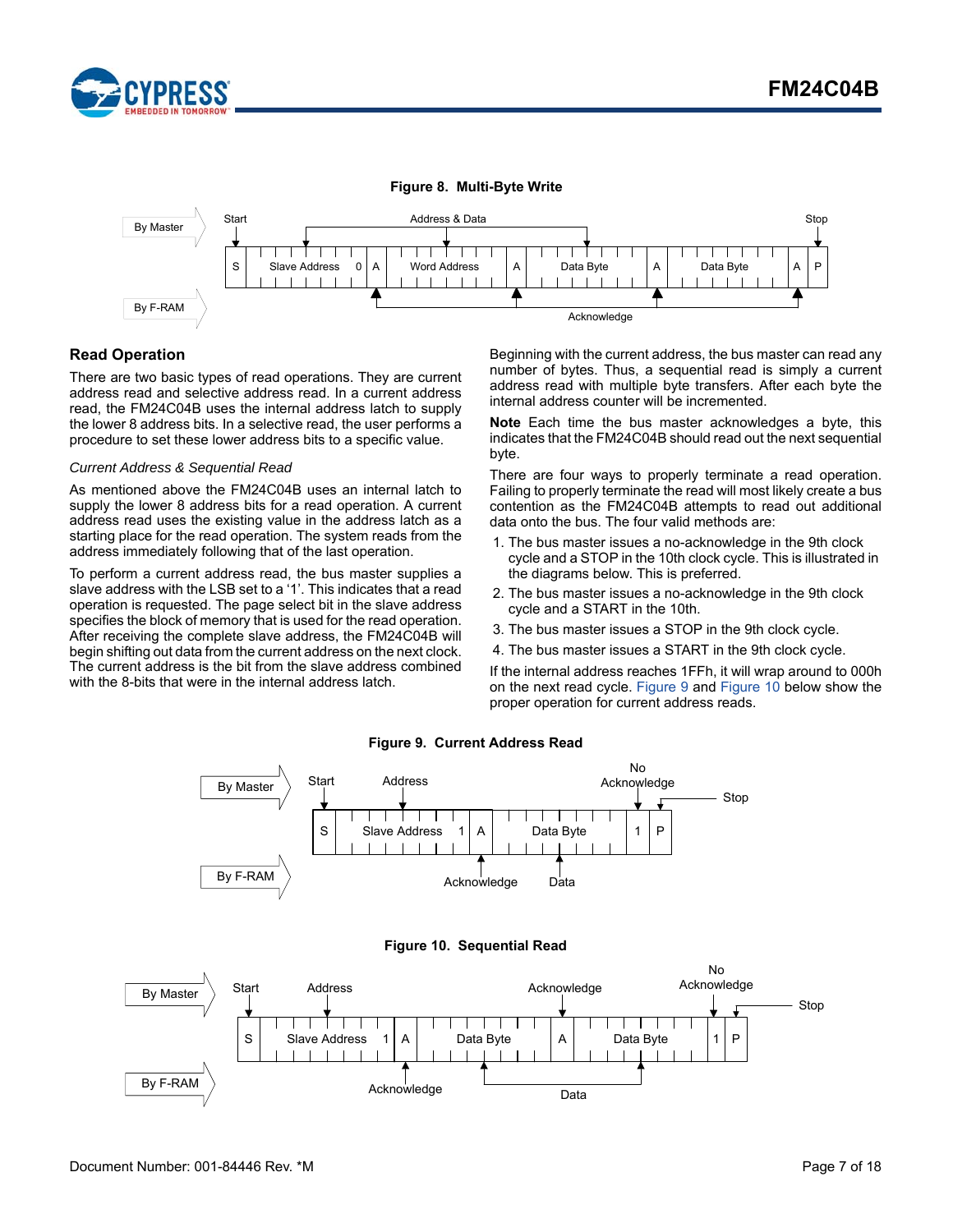**Figure 8. Multi-Byte Write**

## Read Operation

There are two basic types of read operations. They are current address read and selective address read. In a current address read, the FM24C04B uses the internal address latch to supply the lower 8 address bits. In a selective read, the user performs a procedure to set these lower address bits to a specific value.

*Current Address & Sequential Read*

As mentioned above the FM24C04B uses an internal latch to supply the lower 8 address bits for a read operation. A current address read uses the existing value in the address latch as a starting place for the read operation. The system reads from the address immediately following that of the last operation.

To perform a current address read, the bus master supplies a slave address with the LSB set to a '1'. This indicates that a read operation is requested. The page select bit in the slave address specifies the block of memory that is used for the read operation. After receiving the complete slave address, the FM24C04B will begin shifting out data from the current address on the next clock. The current address is the bit from the slave address combined with the 8-bits that were in the internal address latch.

Beginning with the current address, the bus master can read any number of bytes. Thus, a sequential read is simply a current address read with multiple byte transfers. After each byte the internal address counter will be incremented.

**Note** Each time the bus master acknowledges a byte, this indicates that the FM24C04B should read out the next sequential byte.

There are four ways to properly terminate a read operation. Failing to properly terminate the read will most likely create a bus contention as the FM24C04B attempts to read out additional data onto the bus. The four valid methods are:

1. The bus master issues a no-acknowledge in the 9th clock cycle and a STOP in the 10th clock cycle. This is illustrated in the diagrams below. This is preferred.
2. The bus master issues a no-acknowledge in the 9th clock cycle and a START in the 10th.
3. The bus master issues a STOP in the 9th clock cycle.
4. The bus master issues a START in the 9th clock cycle.

If the internal address reaches 1FFh, it will wrap around to 000h on the next read cycle. Figure 9 and Figure 10 below show the proper operation for current address reads.

**Figure 9. Current Address Read**

**Figure 10. Sequential Read**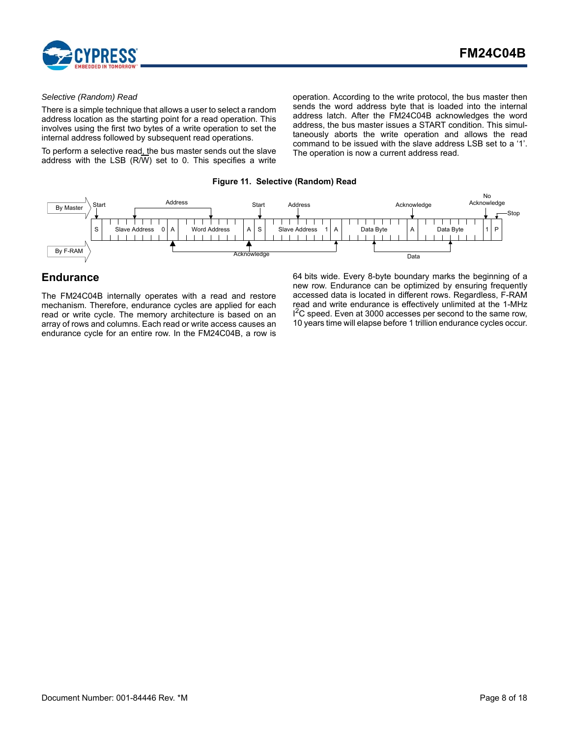*Selective (Random) Read*

There is a simple technique that allows a user to select a random address location as the starting point for a read operation. This involves using the first two bytes of a write operation to set the internal address followed by subsequent read operations.

To perform a selective read, the bus master sends out the slave address with the LSB (R/W) set to 0. This specifies a write operation. According to the write protocol, the bus master then sends the word address byte that is loaded into the internal address latch. After the FM24C04B acknowledges the word address, the bus master issues a START condition. This simultaneously aborts the write operation and allows the read command to be issued with the slave address LSB set to a '1'. The operation is now a current address read.

**Figure 11. Selective (Random) Read**

## Endurance

The FM24C04B internally operates with a read and restore mechanism. Therefore, endurance cycles are applied for each read or write cycle. The memory architecture is based on an array of rows and columns. Each read or write access causes an endurance cycle for an entire row. In the FM24C04B, a row is 64 bits wide. Every 8-byte boundary marks the beginning of a new row. Endurance can be optimized by ensuring frequently accessed data is located in different rows. Regardless, F-RAM read and write endurance is effectively unlimited at the 1-MHz $I^2C$ speed. Even at 3000 accesses per second to the same row, 10 years time will elapse before 1 trillion endurance cycles occur.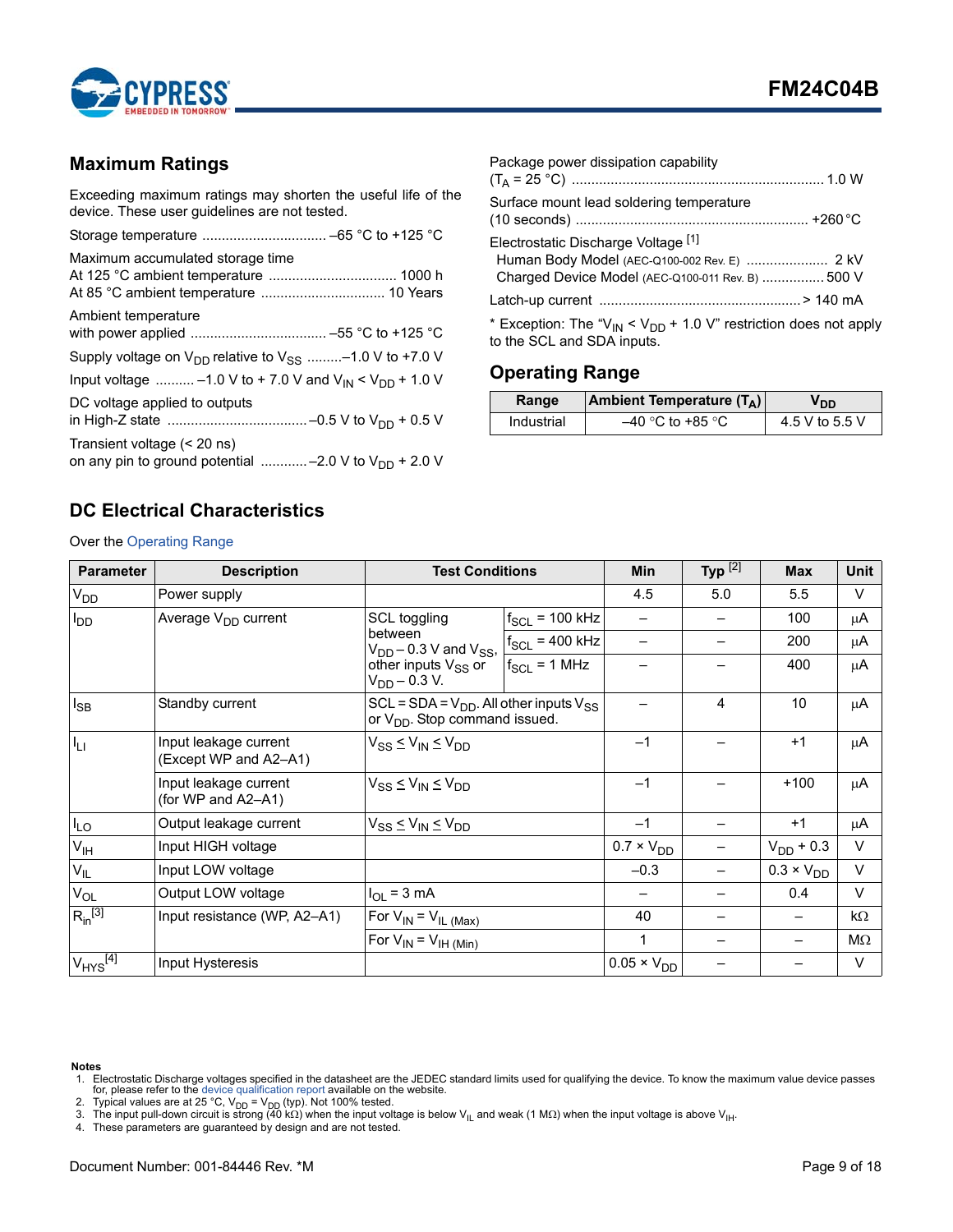## Maximum Ratings

Exceeding maximum ratings may shorten the useful life of the device. These user guidelines are not tested.

Storage temperature ................................ –65 °C to +125 °C

Maximum accumulated storage time
At 125 °C ambient temperature ................................ 1000 h
At 85 °C ambient temperature ................................ 10 Years

Ambient temperature
with power applied .................................. –55 °C to +125 °C

Supply voltage on $V_{DD}$ relative to $V_{SS}$ .........–1.0 V to +7.0 V

Input voltage .......... –1.0 V to + 7.0 V and $V_{IN} < V_{DD}$ + 1.0 V

DC voltage applied to outputs
in High-Z state .................................... –0.5 V to $V_{DD}$ + 0.5 V

Transient voltage (< 20 ns)
on any pin to ground potential ........... –2.0 V to $V_{DD}$ + 2.0 V

Package power dissipation capability
($T_A$ = 25 °C) ................................................................. 1.0 W

Surface mount lead soldering temperature
(10 seconds) ........................................................... +260 °C

Electrostatic Discharge Voltage [1]
Human Body Model (AEC-Q100-002 Rev. E) ..................... 2 kV
Charged Device Model (AEC-Q100-011 Rev. B) ................ 500 V

Latch-up current .................................................... > 140 mA

* Exception: The "$V_{IN} < V_{DD}$ + 1.0 V" restriction does not apply to the SCL and SDA inputs.

## Operating Range

| Range | Ambient Temperature ($T_A$) | $V_{DD}$ |
|---|---|---|
| Industrial | –40 °C to +85 °C | 4.5 V to 5.5 V |

## DC Electrical Characteristics

Over the Operating Range

| Parameter | Description | Test Conditions | | Min | Typ [2] | Max | Unit |
|---|---|---|---|---|---|---|---|
| $V_{DD}$ | Power supply | | | 4.5 | 5.0 | 5.5 | V |
| $I_{DD}$ | Average $V_{DD}$ current | SCL toggling between $V_{DD}$ – 0.3 V and $V_{SS}$, other inputs $V_{SS}$ or $V_{DD}$ – 0.3 V. | $f_{SCL}$ = 100 kHz | – | – | 100 | µA |
| | | | $f_{SCL}$ = 400 kHz | – | – | 200 | µA |
| | | | $f_{SCL}$ = 1 MHz | – | – | 400 | µA |
| $I_{SB}$ | Standby current | SCL = SDA = $V_{DD}$. All other inputs $V_{SS}$ or $V_{DD}$. Stop command issued. | | – | 4 | 10 | µA |
| $I_{LI}$ | Input leakage current (Except WP and A2–A1) | $V_{SS} \leq V_{IN} \leq V_{DD}$ | | –1 | – | +1 | µA |
| | Input leakage current (for WP and A2–A1) | $V_{SS} \leq V_{IN} \leq V_{DD}$ | | –1 | – | +100 | µA |
| $I_{LO}$ | Output leakage current | $V_{SS} \leq V_{IN} \leq V_{DD}$ | | –1 | – | +1 | µA |
| $V_{IH}$ | Input HIGH voltage | | | 0.7 × $V_{DD}$ | – | $V_{DD}$ + 0.3 | V |
| $V_{IL}$ | Input LOW voltage | | | –0.3 | – | 0.3 × $V_{DD}$ | V |
| $V_{OL}$ | Output LOW voltage | $I_{OL}$ = 3 mA | | – | – | 0.4 | V |
| $R_{in}$ [3] | Input resistance (WP, A2–A1) | For $V_{IN} = V_{IL\ (Max)}$ | | 40 | – | – | kΩ |
| | | For $V_{IN} = V_{IH\ (Min)}$ | | 1 | – | – | MΩ |
| $V_{HYS}$ [4] | Input Hysteresis | | | 0.05 × $V_{DD}$ | – | – | V |

**Notes**

1. Electrostatic Discharge voltages specified in the datasheet are the JEDEC standard limits used for qualifying the device. To know the maximum value device passes for, please refer to the device qualification report available on the website.
2. Typical values are at 25 °C, $V_{DD} = V_{DD}$ (typ). Not 100% tested.
3. The input pull-down circuit is strong (40 kΩ) when the input voltage is below $V_{IL}$ and weak (1 MΩ) when the input voltage is above $V_{IH}$.
4. These parameters are guaranteed by design and are not tested.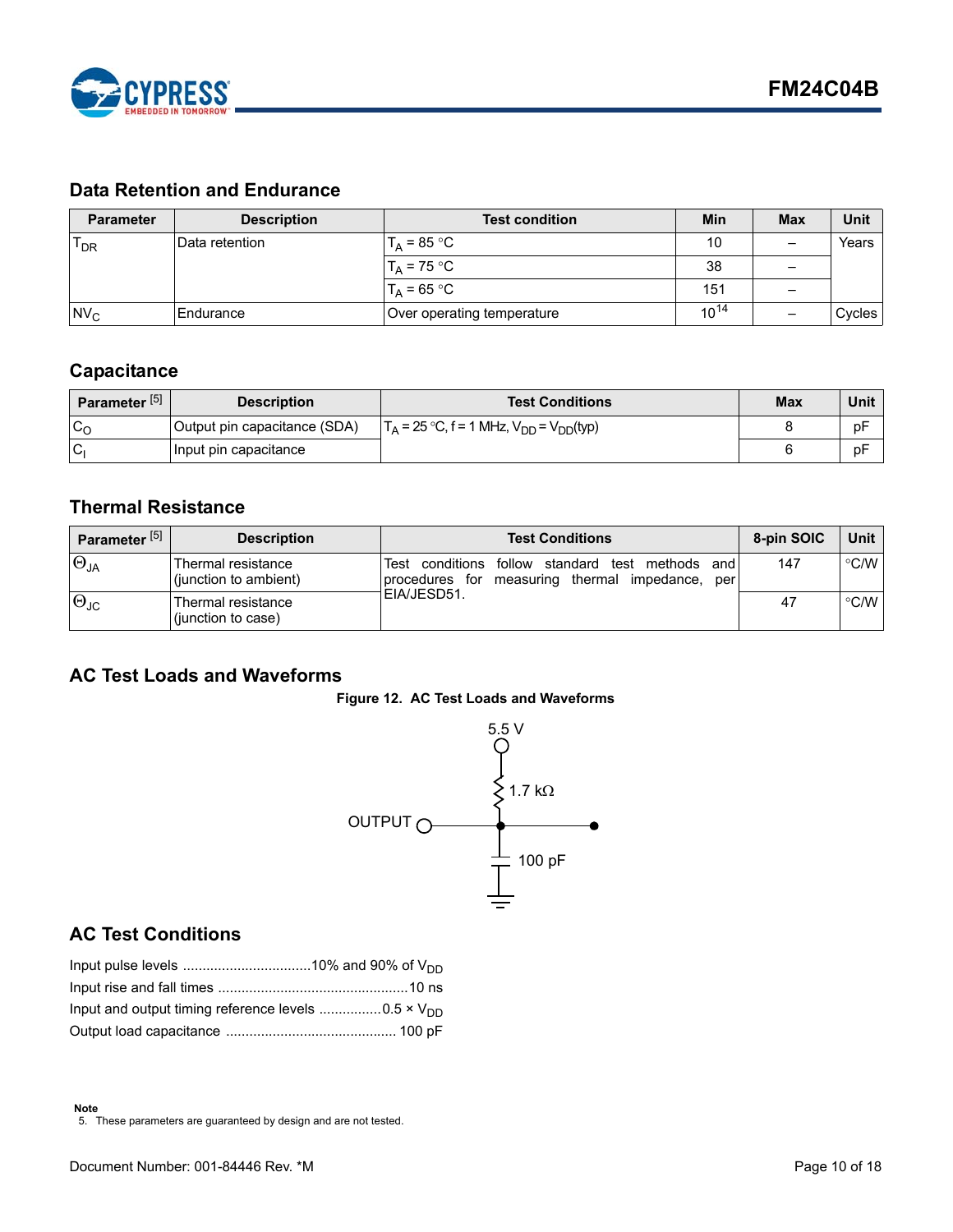## Data Retention and Endurance

| Parameter | Description | Test condition | Min | Max | Unit |
|---|---|---|---|---|---|
| $T_{DR}$ | Data retention | $T_A$ = 85 °C | 10 | – | Years |
| | | $T_A$ = 75 °C | 38 | – | |
| | | $T_A$ = 65 °C | 151 | – | |
| $NV_C$ | Endurance | Over operating temperature | $10^{14}$ | – | Cycles |

## Capacitance

| Parameter [5] | Description | Test Conditions | Max | Unit |
|---|---|---|---|---|
| $C_O$ | Output pin capacitance (SDA) | $T_A$ = 25 °C, f = 1 MHz, $V_{DD}$ = $V_{DD}$(typ) | 8 | pF |
| $C_I$ | Input pin capacitance | | 6 | pF |

## Thermal Resistance

| Parameter [5] | Description | Test Conditions | 8-pin SOIC | Unit |
|---|---|---|---|---|
| $\Theta_{JA}$ | Thermal resistance (junction to ambient) | Test conditions follow standard test methods and procedures for measuring thermal impedance, per EIA/JESD51. | 147 | °C/W |
| $\Theta_{JC}$ | Thermal resistance (junction to case) | | 47 | °C/W |

## AC Test Loads and Waveforms

**Figure 12. AC Test Loads and Waveforms**

5.5 V

1.7 kΩ

OUTPUT

100 pF

## AC Test Conditions

Input pulse levels ................................10% and 90% of $V_{DD}$

Input rise and fall times ................................................10 ns

Input and output timing reference levels ................0.5 × $V_{DD}$

Output load capacitance ........................................... 100 pF

**Note**

5. These parameters are guaranteed by design and are not tested.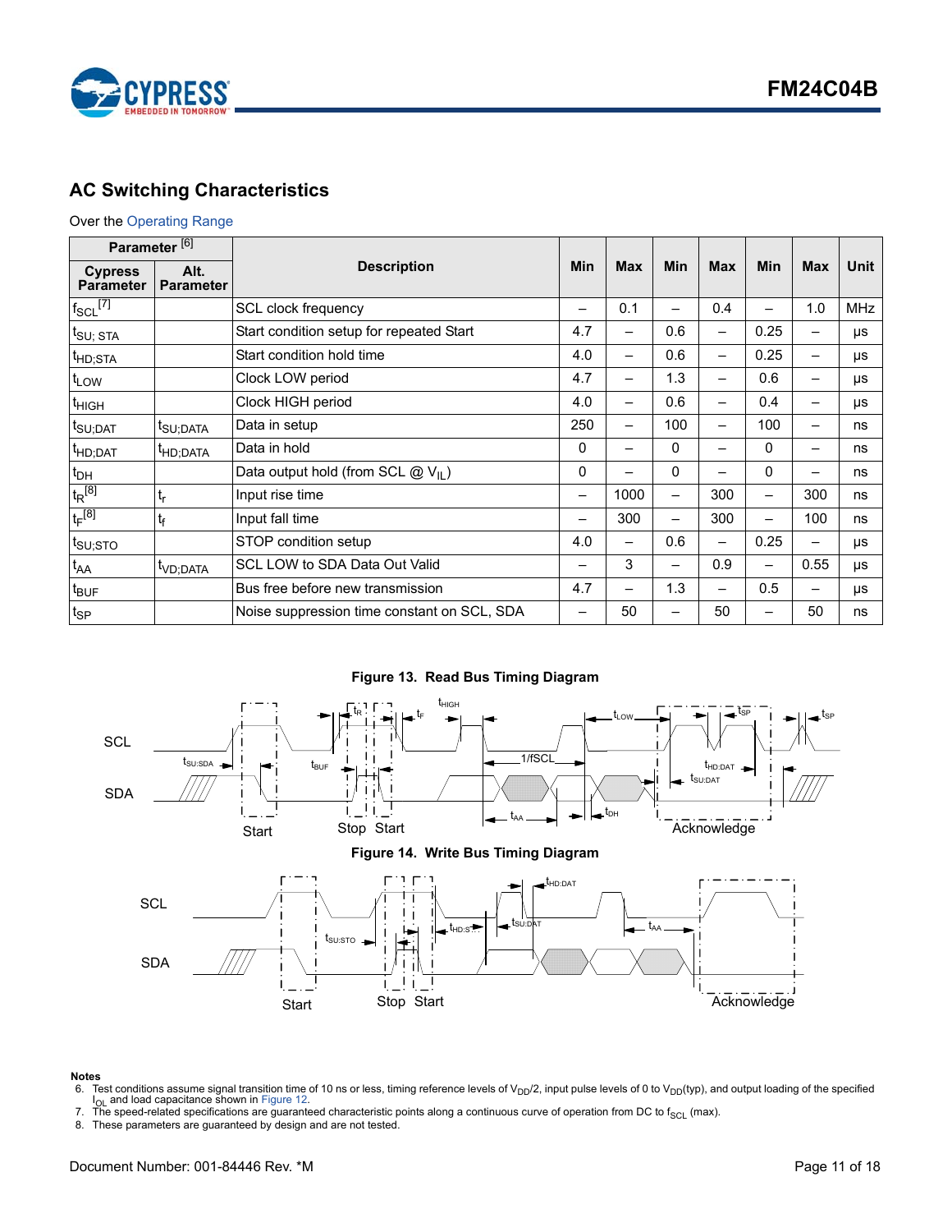## AC Switching Characteristics

Over the Operating Range

| Parameter [6] | | Description | Min | Max | Min | Max | Min | Max | Unit |
|---|---|---|---|---|---|---|---|---|---|
| Cypress Parameter | Alt. Parameter | | | | | | | | |
| $f_{SCL}$ [7] | | SCL clock frequency | – | 0.1 | – | 0.4 | – | 1.0 | MHz |
| $t_{SU; STA}$ | | Start condition setup for repeated Start | 4.7 | – | 0.6 | – | 0.25 | – | μs |
| $t_{HD;STA}$ | | Start condition hold time | 4.0 | – | 0.6 | – | 0.25 | – | μs |
| $t_{LOW}$ | | Clock LOW period | 4.7 | – | 1.3 | – | 0.6 | – | μs |
| $t_{HIGH}$ | | Clock HIGH period | 4.0 | – | 0.6 | – | 0.4 | – | μs |
| $t_{SU;DAT}$ | $t_{SU;DATA}$ | Data in setup | 250 | – | 100 | – | 100 | – | ns |
| $t_{HD;DAT}$ | $t_{HD;DATA}$ | Data in hold | 0 | – | 0 | – | 0 | – | ns |
| $t_{DH}$ | | Data output hold (from SCL @ $V_{IL}$) | 0 | – | 0 | – | 0 | – | ns |
| $t_R$ [8] | $t_r$ | Input rise time | – | 1000 | – | 300 | – | 300 | ns |
| $t_F$ [8] | $t_f$ | Input fall time | – | 300 | – | 300 | – | 100 | ns |
| $t_{SU;STO}$ | | STOP condition setup | 4.0 | – | 0.6 | – | 0.25 | – | μs |
| $t_{AA}$ | $t_{VD;DATA}$ | SCL LOW to SDA Data Out Valid | – | 3 | – | 0.9 | – | 0.55 | μs |
| $t_{BUF}$ | | Bus free before new transmission | 4.7 | – | 1.3 | – | 0.5 | – | μs |
| $t_{SP}$ | | Noise suppression time constant on SCL, SDA | – | 50 | – | 50 | – | 50 | ns |

**Figure 13. Read Bus Timing Diagram**

**Figure 14. Write Bus Timing Diagram**

**Notes**

6. Test conditions assume signal transition time of 10 ns or less, timing reference levels of $V_{DD}/2$, input pulse levels of 0 to $V_{DD}$(typ), and output loading of the specified $I_{OL}$ and load capacitance shown in Figure 12.
7. The speed-related specifications are guaranteed characteristic points along a continuous curve of operation from DC to $f_{SCL}$ (max).
8. These parameters are guaranteed by design and are not tested.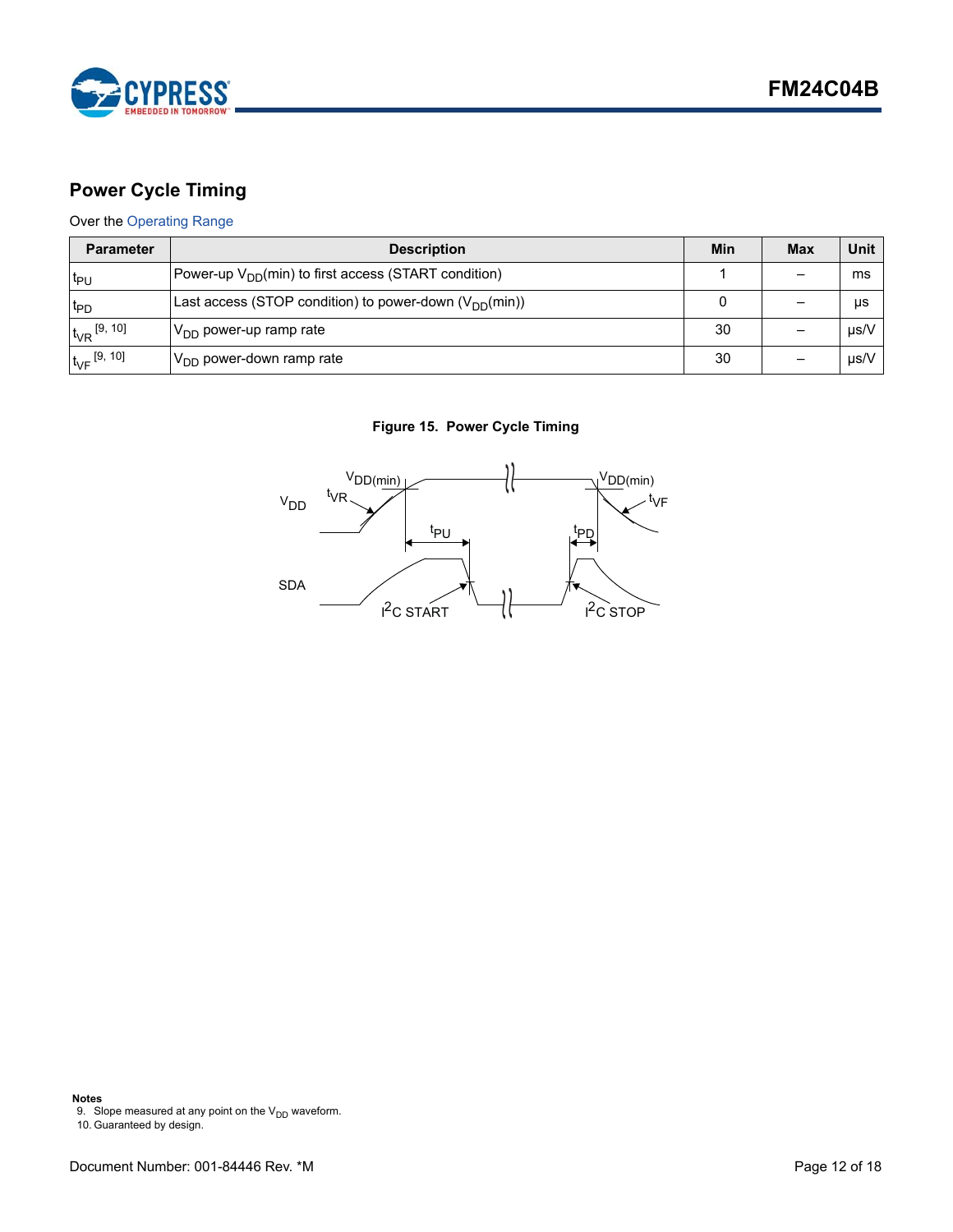## Power Cycle Timing

Over the Operating Range

| Parameter | Description | Min | Max | Unit |
|---|---|---|---|---|
| $t_{PU}$ | Power-up $V_{DD}$(min) to first access (START condition) | 1 | – | ms |
| $t_{PD}$ | Last access (STOP condition) to power-down ($V_{DD}$(min)) | 0 | – | µs |
| $t_{VR}$ [9, 10] | $V_{DD}$ power-up ramp rate | 30 | – | µs/V |
| $t_{VF}$ [9, 10] | $V_{DD}$ power-down ramp rate | 30 | – | µs/V |

**Figure 15. Power Cycle Timing**

**Notes**

9. Slope measured at any point on the $V_{DD}$ waveform.
10. Guaranteed by design.

Document Number: 001-84446 Rev. *M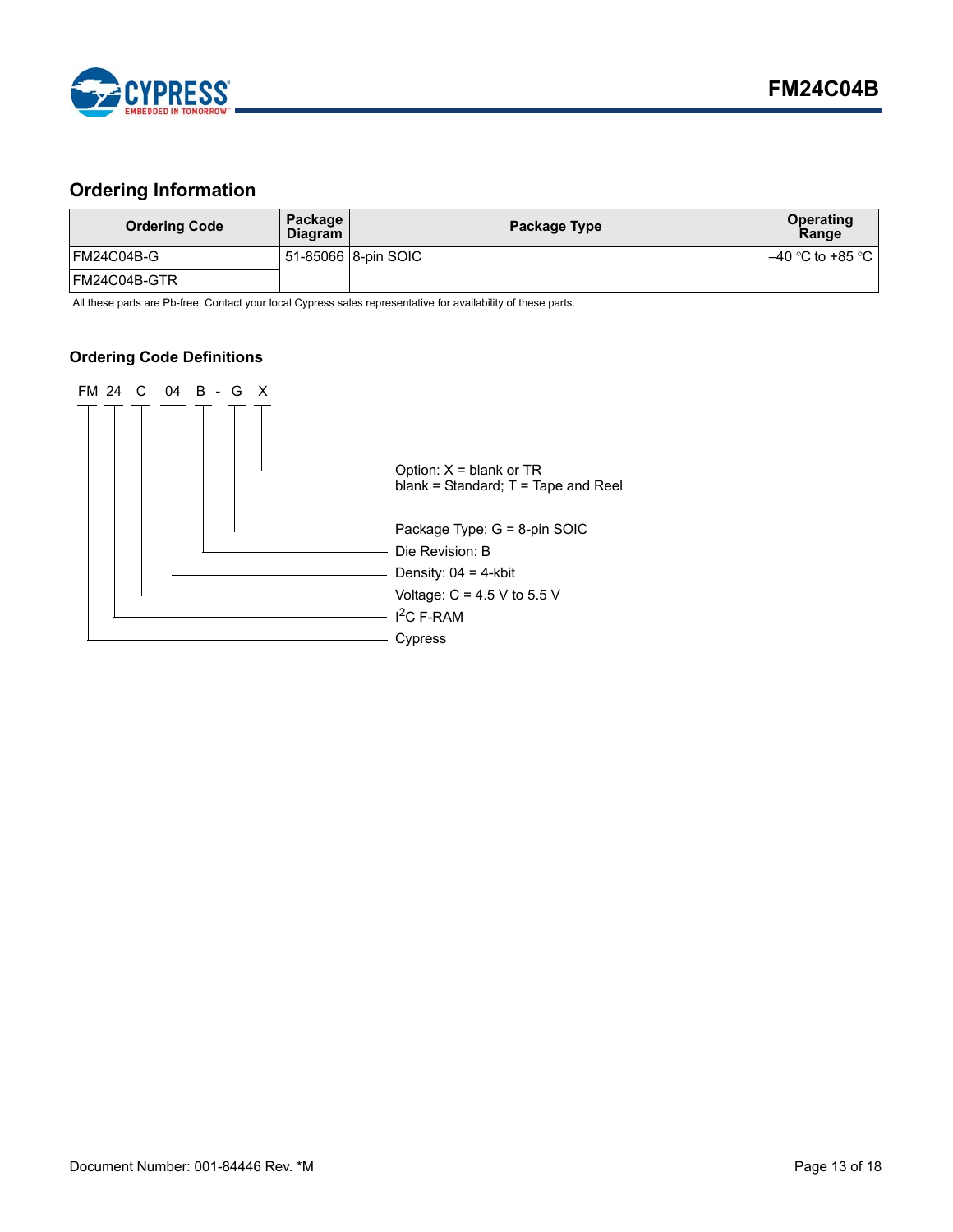## Ordering Information

| Ordering Code | Package Diagram | Package Type | Operating Range |
|---|---|---|---|
| FM24C04B-G | 51-85066 | 8-pin SOIC | –40 °C to +85 °C |
| FM24C04B-GTR | | | |

All these parts are Pb-free. Contact your local Cypress sales representative for availability of these parts.

### Ordering Code Definitions

```
FM 24  C  04  B - G  X
```

- X — Option: X = blank or TR; blank = Standard; T = Tape and Reel
- G — Package Type: G = 8-pin SOIC
- B — Die Revision: B
- 04 — Density: 04 = 4-kbit
- C — Voltage: C = 4.5 V to 5.5 V
- 24 — $I^2C$ F-RAM
- FM — Cypress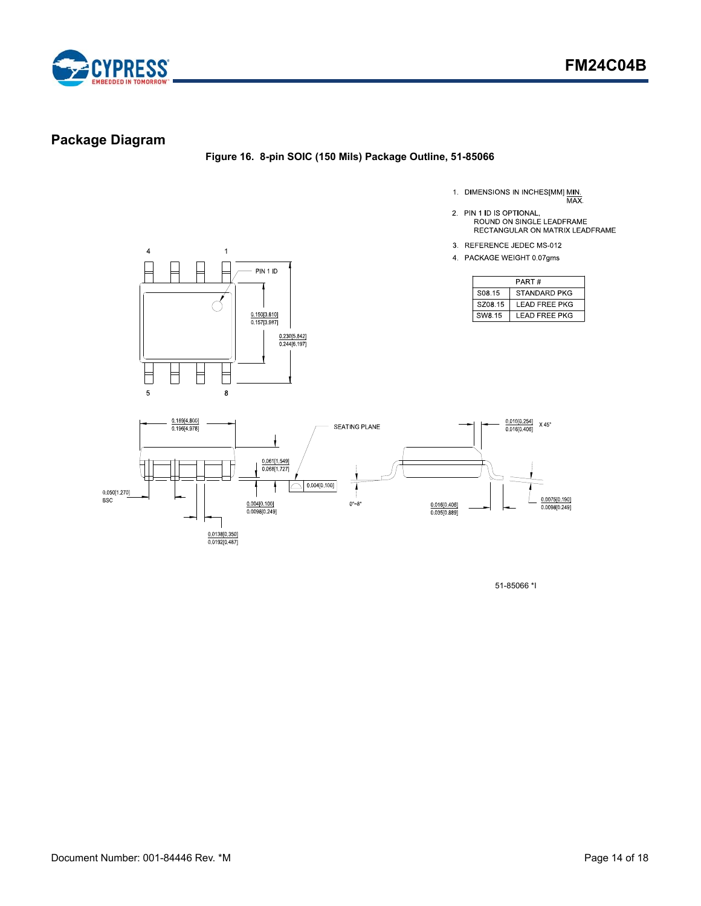## Package Diagram

**Figure 16. 8-pin SOIC (150 Mils) Package Outline, 51-85066**

1. DIMENSIONS IN INCHES[MM] MIN. / MAX.
2. PIN 1 ID IS OPTIONAL, ROUND ON SINGLE LEADFRAME RECTANGULAR ON MATRIX LEADFRAME
3. REFERENCE JEDEC MS-012
4. PACKAGE WEIGHT 0.07gms

| PART # | |
|---|---|
| S08.15 | STANDARD PKG |
| SZ08.15 | LEAD FREE PKG |
| SW8.15 | LEAD FREE PKG |

51-85066 *I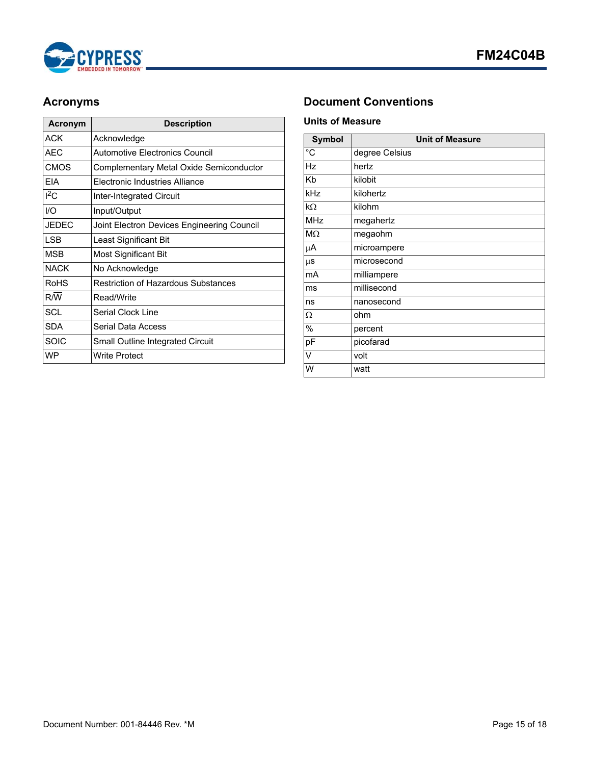## Acronyms

| Acronym | Description |
|---|---|
| ACK | Acknowledge |
| AEC | Automotive Electronics Council |
| CMOS | Complementary Metal Oxide Semiconductor |
| EIA | Electronic Industries Alliance |
| $I^2C$ | Inter-Integrated Circuit |
| I/O | Input/Output |
| JEDEC | Joint Electron Devices Engineering Council |
| LSB | Least Significant Bit |
| MSB | Most Significant Bit |
| NACK | No Acknowledge |
| RoHS | Restriction of Hazardous Substances |
| R/$\overline{W}$ | Read/Write |
| SCL | Serial Clock Line |
| SDA | Serial Data Access |
| SOIC | Small Outline Integrated Circuit |
| WP | Write Protect |

## Document Conventions

### Units of Measure

| Symbol | Unit of Measure |
|---|---|
| °C | degree Celsius |
| Hz | hertz |
| Kb | kilobit |
| kHz | kilohertz |
| kΩ | kilohm |
| MHz | megahertz |
| MΩ | megaohm |
| µA | microampere |
| µs | microsecond |
| mA | milliampere |
| ms | millisecond |
| ns | nanosecond |
| Ω | ohm |
| % | percent |
| pF | picofarad |
| V | volt |
| W | watt |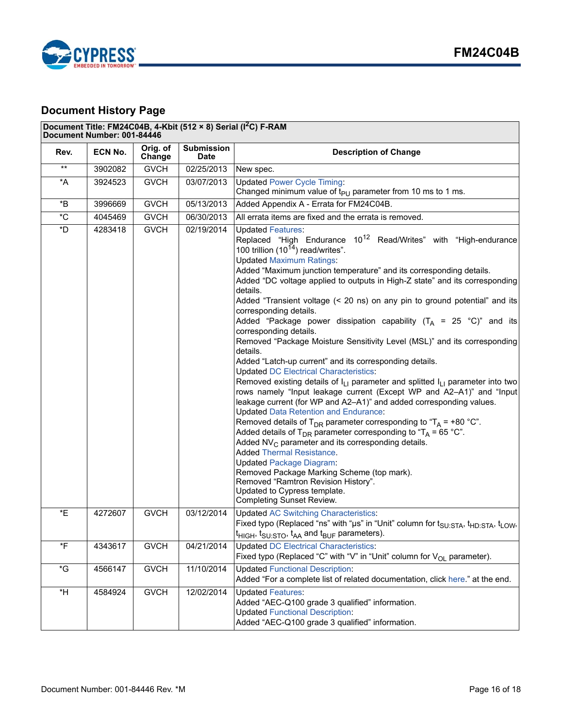## Document History Page

| Document Title: FM24C04B, 4-Kbit (512 × 8) Serial ($I^2C$) F-RAM<br>Document Number: 001-84446 | | | | |
|---|---|---|---|---|
| **Rev.** | **ECN No.** | **Orig. of Change** | **Submission Date** | **Description of Change** |
| ** | 3902082 | GVCH | 02/25/2013 | New spec. |
| *A | 3924523 | GVCH | 03/07/2013 | Updated Power Cycle Timing:<br>Changed minimum value of $t_{PU}$ parameter from 10 ms to 1 ms. |
| *B | 3996669 | GVCH | 05/13/2013 | Added Appendix A - Errata for FM24C04B. |
| *C | 4045469 | GVCH | 06/30/2013 | All errata items are fixed and the errata is removed. |
| *D | 4283418 | GVCH | 02/19/2014 | Updated Features:<br>Replaced "High Endurance $10^{12}$ Read/Writes" with "High-endurance 100 trillion ($10^{14}$) read/writes".<br>Updated Maximum Ratings:<br>Added "Maximum junction temperature" and its corresponding details.<br>Added "DC voltage applied to outputs in High-Z state" and its corresponding details.<br>Added "Transient voltage (< 20 ns) on any pin to ground potential" and its corresponding details.<br>Added "Package power dissipation capability ($T_A$ = 25 °C)" and its corresponding details.<br>Removed "Package Moisture Sensitivity Level (MSL)" and its corresponding details.<br>Added "Latch-up current" and its corresponding details.<br>Updated DC Electrical Characteristics:<br>Removed existing details of $I_{LI}$ parameter and splitted $I_{LI}$ parameter into two rows namely "Input leakage current (Except WP and A2–A1)" and "Input leakage current (for WP and A2–A1)" and added corresponding values.<br>Updated Data Retention and Endurance:<br>Removed details of $T_{DR}$ parameter corresponding to "$T_A$ = +80 °C".<br>Added details of $T_{DR}$ parameter corresponding to "$T_A$ = 65 °C".<br>Added $NV_C$ parameter and its corresponding details.<br>Added Thermal Resistance.<br>Updated Package Diagram:<br>Removed Package Marking Scheme (top mark).<br>Removed "Ramtron Revision History".<br>Updated to Cypress template.<br>Completing Sunset Review. |
| *E | 4272607 | GVCH | 03/12/2014 | Updated AC Switching Characteristics:<br>Fixed typo (Replaced "ns" with "µs" in "Unit" column for $t_{SU:STA}$, $t_{HD:STA}$, $t_{LOW}$, $t_{HIGH}$, $t_{SU:STO}$, $t_{AA}$ and $t_{BUF}$ parameters). |
| *F | 4343617 | GVCH | 04/21/2014 | Updated DC Electrical Characteristics:<br>Fixed typo (Replaced "C" with "V" in "Unit" column for $V_{OL}$ parameter). |
| *G | 4566147 | GVCH | 11/10/2014 | Updated Functional Description:<br>Added "For a complete list of related documentation, click here." at the end. |
| *H | 4584924 | GVCH | 12/02/2014 | Updated Features:<br>Added "AEC-Q100 grade 3 qualified" information.<br>Updated Functional Description:<br>Added "AEC-Q100 grade 3 qualified" information. |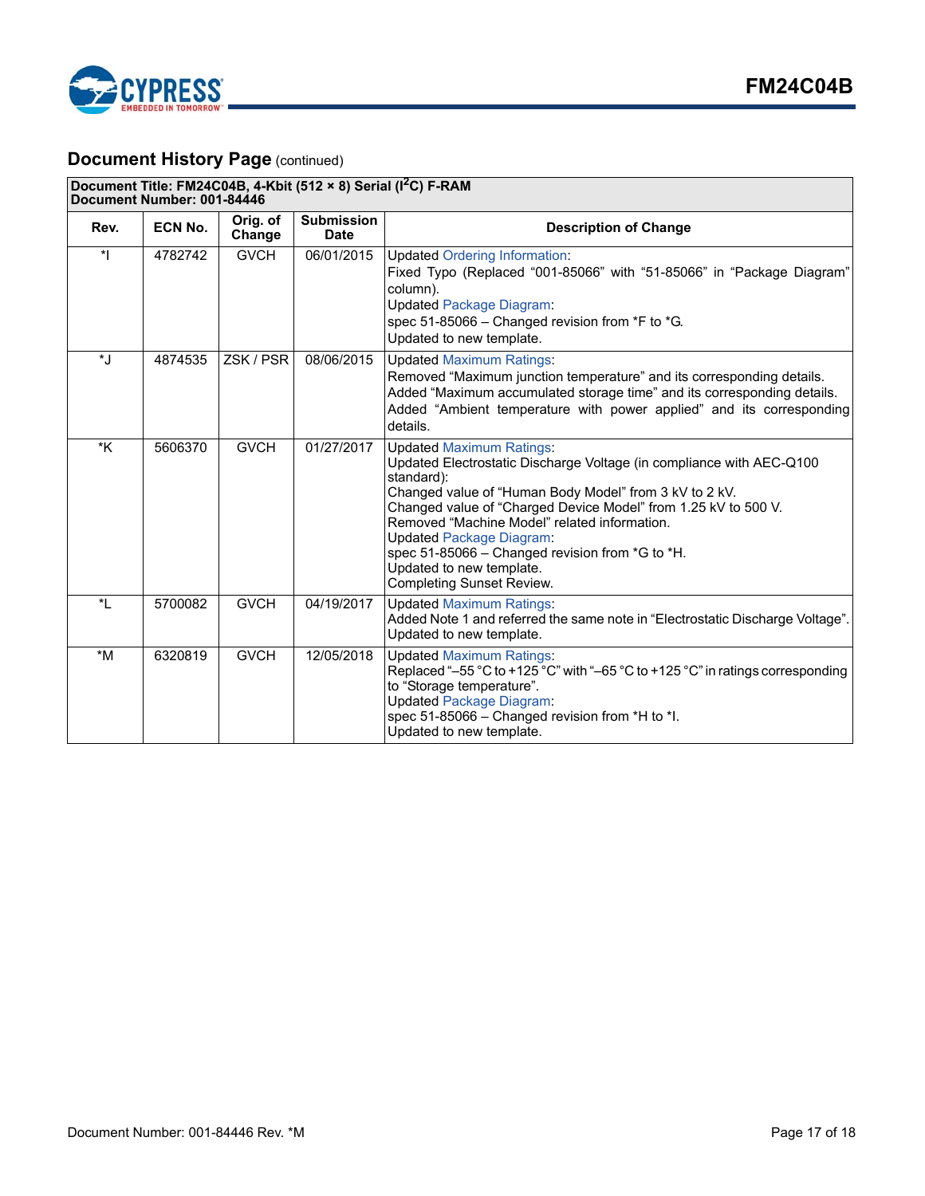## Document History Page (continued)

| Document Title: FM24C04B, 4-Kbit (512 × 8) Serial ($I^2C$) F-RAM<br>Document Number: 001-84446 | | | | |
|---|---|---|---|---|
| **Rev.** | **ECN No.** | **Orig. of Change** | **Submission Date** | **Description of Change** |
| *I | 4782742 | GVCH | 06/01/2015 | Updated Ordering Information:<br>Fixed Typo (Replaced "001-85066" with "51-85066" in "Package Diagram" column).<br>Updated Package Diagram:<br>spec 51-85066 – Changed revision from *F to *G.<br>Updated to new template. |
| *J | 4874535 | ZSK / PSR | 08/06/2015 | Updated Maximum Ratings:<br>Removed "Maximum junction temperature" and its corresponding details.<br>Added "Maximum accumulated storage time" and its corresponding details.<br>Added "Ambient temperature with power applied" and its corresponding details. |
| *K | 5606370 | GVCH | 01/27/2017 | Updated Maximum Ratings:<br>Updated Electrostatic Discharge Voltage (in compliance with AEC-Q100 standard):<br>Changed value of "Human Body Model" from 3 kV to 2 kV.<br>Changed value of "Charged Device Model" from 1.25 kV to 500 V.<br>Removed "Machine Model" related information.<br>Updated Package Diagram:<br>spec 51-85066 – Changed revision from *G to *H.<br>Updated to new template.<br>Completing Sunset Review. |
| *L | 5700082 | GVCH | 04/19/2017 | Updated Maximum Ratings:<br>Added Note 1 and referred the same note in "Electrostatic Discharge Voltage".<br>Updated to new template. |
| *M | 6320819 | GVCH | 12/05/2018 | Updated Maximum Ratings:<br>Replaced "–55 °C to +125 °C" with "–65 °C to +125 °C" in ratings corresponding to "Storage temperature".<br>Updated Package Diagram:<br>spec 51-85066 – Changed revision from *H to *I.<br>Updated to new template. |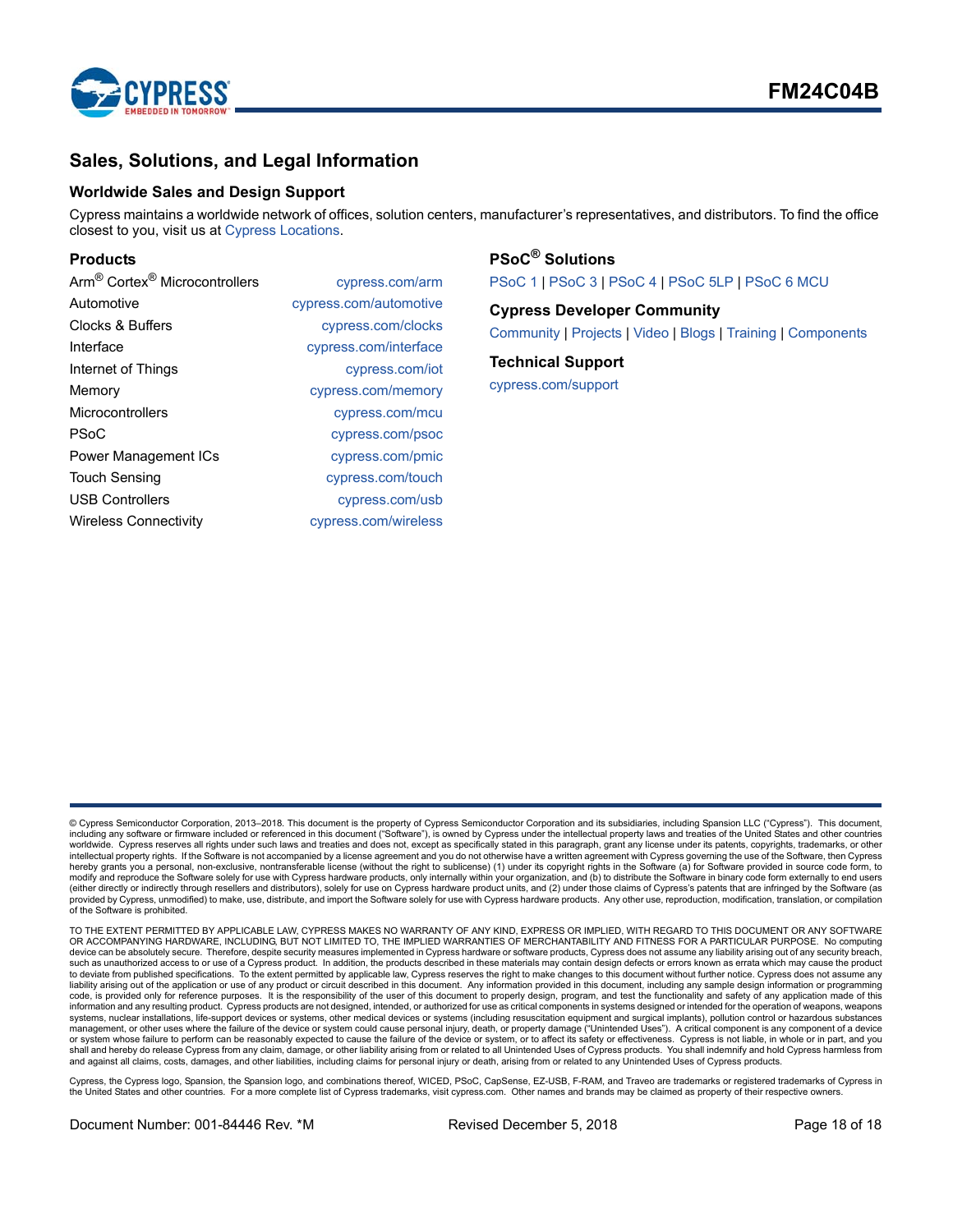## Sales, Solutions, and Legal Information

### Worldwide Sales and Design Support

Cypress maintains a worldwide network of offices, solution centers, manufacturer's representatives, and distributors. To find the office closest to you, visit us at Cypress Locations.

### Products

| | |
|---|---|
| Arm® Cortex® Microcontrollers | cypress.com/arm |
| Automotive | cypress.com/automotive |
| Clocks & Buffers | cypress.com/clocks |
| Interface | cypress.com/interface |
| Internet of Things | cypress.com/iot |
| Memory | cypress.com/memory |
| Microcontrollers | cypress.com/mcu |
| PSoC | cypress.com/psoc |
| Power Management ICs | cypress.com/pmic |
| Touch Sensing | cypress.com/touch |
| USB Controllers | cypress.com/usb |
| Wireless Connectivity | cypress.com/wireless |

### PSoC® Solutions

PSoC 1 | PSoC 3 | PSoC 4 | PSoC 5LP | PSoC 6 MCU

### Cypress Developer Community

Community | Projects | Video | Blogs | Training | Components

### Technical Support

cypress.com/support

© Cypress Semiconductor Corporation, 2013–2018. This document is the property of Cypress Semiconductor Corporation and its subsidiaries, including Spansion LLC ("Cypress"). This document, including any software or firmware included or referenced in this document ("Software"), is owned by Cypress under the intellectual property laws and treaties of the United States and other countries worldwide. Cypress reserves all rights under such laws and treaties and does not, except as specifically stated in this paragraph, grant any license under its patents, copyrights, trademarks, or other intellectual property rights. If the Software is not accompanied by a license agreement and you do not otherwise have a written agreement with Cypress governing the use of the Software, then Cypress hereby grants you a personal, non-exclusive, nontransferable license (without the right to sublicense) (1) under its copyright rights in the Software (a) for Software provided in source code form, to modify and reproduce the Software solely for use with Cypress hardware products, only internally within your organization, and (b) to distribute the Software in binary code form externally to end users (either directly or indirectly through resellers and distributors), solely for use on Cypress hardware product units, and (2) under those claims of Cypress's patents that are infringed by the Software (as provided by Cypress, unmodified) to make, use, distribute, and import the Software solely for use with Cypress hardware products. Any other use, reproduction, modification, translation, or compilation of the Software is prohibited.

TO THE EXTENT PERMITTED BY APPLICABLE LAW, CYPRESS MAKES NO WARRANTY OF ANY KIND, EXPRESS OR IMPLIED, WITH REGARD TO THIS DOCUMENT OR ANY SOFTWARE OR ACCOMPANYING HARDWARE, INCLUDING, BUT NOT LIMITED TO, THE IMPLIED WARRANTIES OF MERCHANTABILITY AND FITNESS FOR A PARTICULAR PURPOSE. No computing device can be absolutely secure. Therefore, despite security measures implemented in Cypress hardware or software products, Cypress does not assume any liability arising out of any security breach, such as unauthorized access to or use of a Cypress product. In addition, the products described in these materials may contain design defects or errors known as errata which may cause the product to deviate from published specifications. To the extent permitted by applicable law, Cypress reserves the right to make changes to this document without further notice. Cypress does not assume any liability arising out of the application or use of any product or circuit described in this document. Any information provided in this document, including any sample design information or programming code, is provided only for reference purposes. It is the responsibility of the user of this document to properly design, program, and test the functionality and safety of any application made of this information and any resulting product. Cypress products are not designed, intended, or authorized for use as critical components in systems designed or intended for the operation of weapons, weapons systems, nuclear installations, life-support devices or systems, other medical devices or systems (including resuscitation equipment and surgical implants), pollution control or hazardous substances management, or other uses where the failure of the device or system could cause personal injury, death, or property damage ("Unintended Uses"). A critical component is any component of a device or system whose failure to perform can be reasonably expected to cause the failure of the device or system, or to affect its safety or effectiveness. Cypress is not liable, in whole or in part, and you shall and hereby do release Cypress from any claim, damage, or other liability arising from or related to all Unintended Uses of Cypress products. You shall indemnify and hold Cypress harmless from and against all claims, costs, damages, and other liabilities, including claims for personal injury or death, arising from or related to any Unintended Uses of Cypress products.

Cypress, the Cypress logo, Spansion, the Spansion logo, and combinations thereof, WICED, PSoC, CapSense, EZ-USB, F-RAM, and Traveo are trademarks or registered trademarks of Cypress in the United States and other countries. For a more complete list of Cypress trademarks, visit cypress.com. Other names and brands may be claimed as property of their respective owners.

Document Number: 001-84446 Rev. *M Revised December 5, 2018